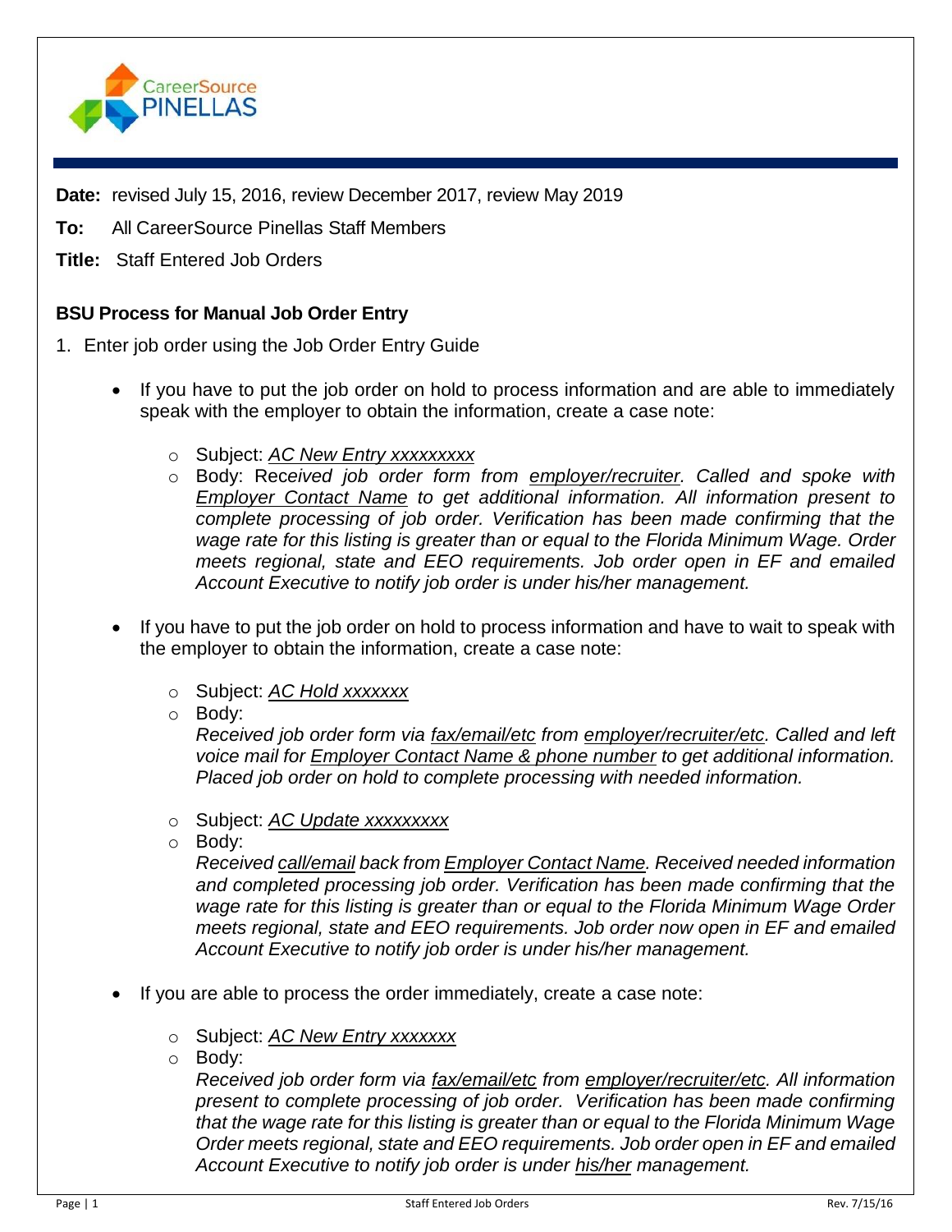**Date:** revised July 15, 2016, review December 2017, review May 2019

**To:** All CareerSource Pinellas Staff Members

**Title:** Staff Entered Job Orders

## BSU Process for Manual Job Order Entry

1. Enter job order using the Job Order Entry Guide

   - If you have to put the job order on hold to process information and are able to immediately speak with the employer to obtain the information, create a case note:

     - Subject: <u>*AC New Entry xxxxxxxxx*</u>
     - Body: Rec*eived job order form from <u>employer/recruiter</u>. Called and spoke with <u>Employer Contact Name</u> to get additional information. All information present to complete processing of job order. Verification has been made confirming that the wage rate for this listing is greater than or equal to the Florida Minimum Wage. Order meets regional, state and EEO requirements. Job order open in EF and emailed Account Executive to notify job order is under his/her management.*

   - If you have to put the job order on hold to process information and have to wait to speak with the employer to obtain the information, create a case note:

     - Subject: <u>*AC Hold xxxxxxx*</u>
     - Body:
       *Received job order form via <u>fax/email/etc</u> from <u>employer/recruiter/etc</u>. Called and left voice mail for <u>Employer Contact Name & phone number</u> to get additional information. Placed job order on hold to complete processing with needed information.*

     - Subject: <u>*AC Update xxxxxxxxx*</u>
     - Body:
       *Received <u>call/email</u> back from <u>Employer Contact Name</u>. Received needed information and completed processing job order. Verification has been made confirming that the wage rate for this listing is greater than or equal to the Florida Minimum Wage Order meets regional, state and EEO requirements. Job order now open in EF and emailed Account Executive to notify job order is under his/her management.*

   - If you are able to process the order immediately, create a case note:

     - Subject: <u>*AC New Entry xxxxxxx*</u>
     - Body:
       *Received job order form via <u>fax/email/etc</u> from <u>employer/recruiter/etc</u>. All information present to complete processing of job order. Verification has been made confirming that the wage rate for this listing is greater than or equal to the Florida Minimum Wage Order meets regional, state and EEO requirements. Job order open in EF and emailed Account Executive to notify job order is under <u>his/her</u> management.*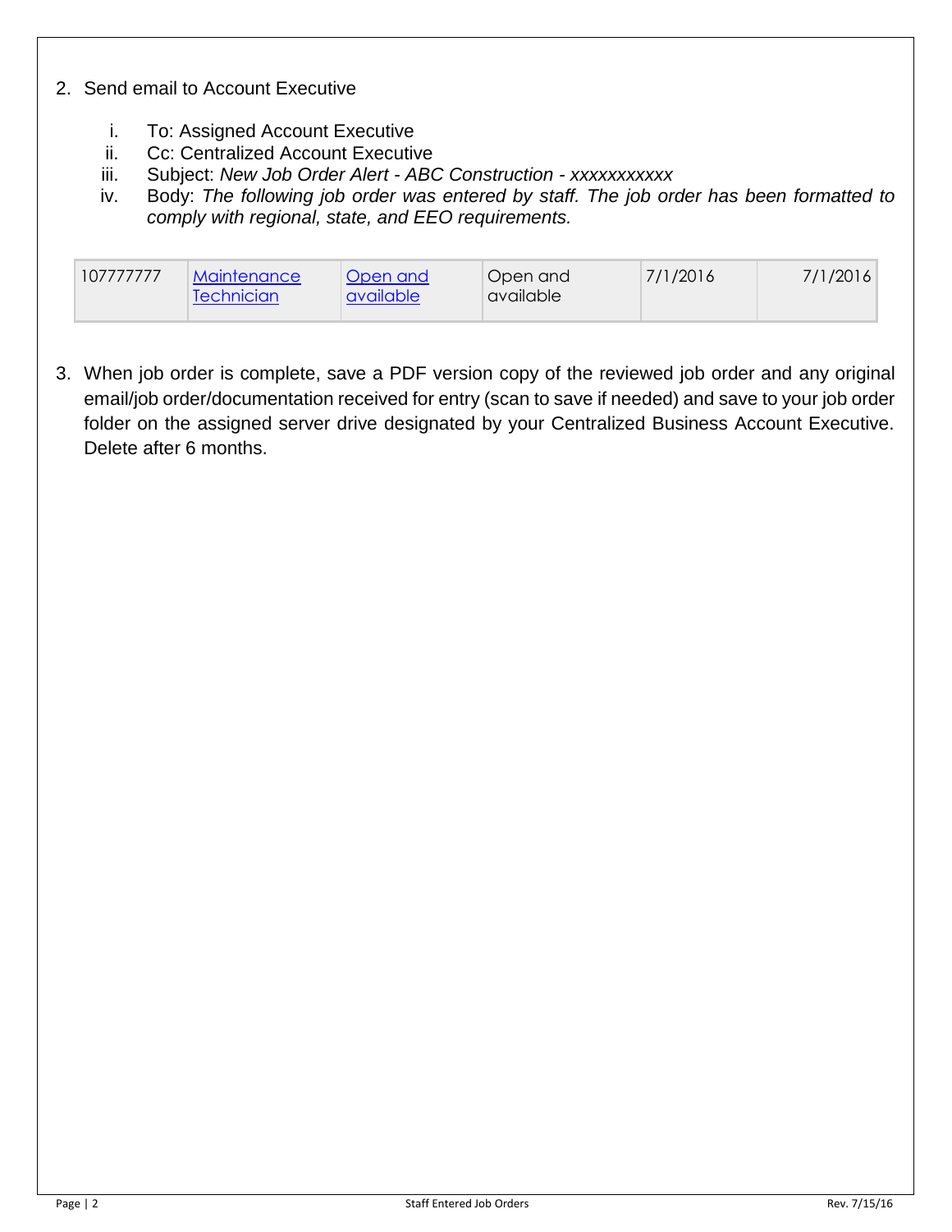2. Send email to Account Executive

   i. To: Assigned Account Executive
   ii. Cc: Centralized Account Executive
   iii. Subject: *New Job Order Alert - ABC Construction - xxxxxxxxxxx*
   iv. Body: *The following job order was entered by staff. The job order has been formatted to comply with regional, state, and EEO requirements.*

| | | | | | |
|---|---|---|---|---|---|
| 107777777 | Maintenance Technician | Open and available | Open and available | 7/1/2016 | 7/1/2016 |

3. When job order is complete, save a PDF version copy of the reviewed job order and any original email/job order/documentation received for entry (scan to save if needed) and save to your job order folder on the assigned server drive designated by your Centralized Business Account Executive. Delete after 6 months.